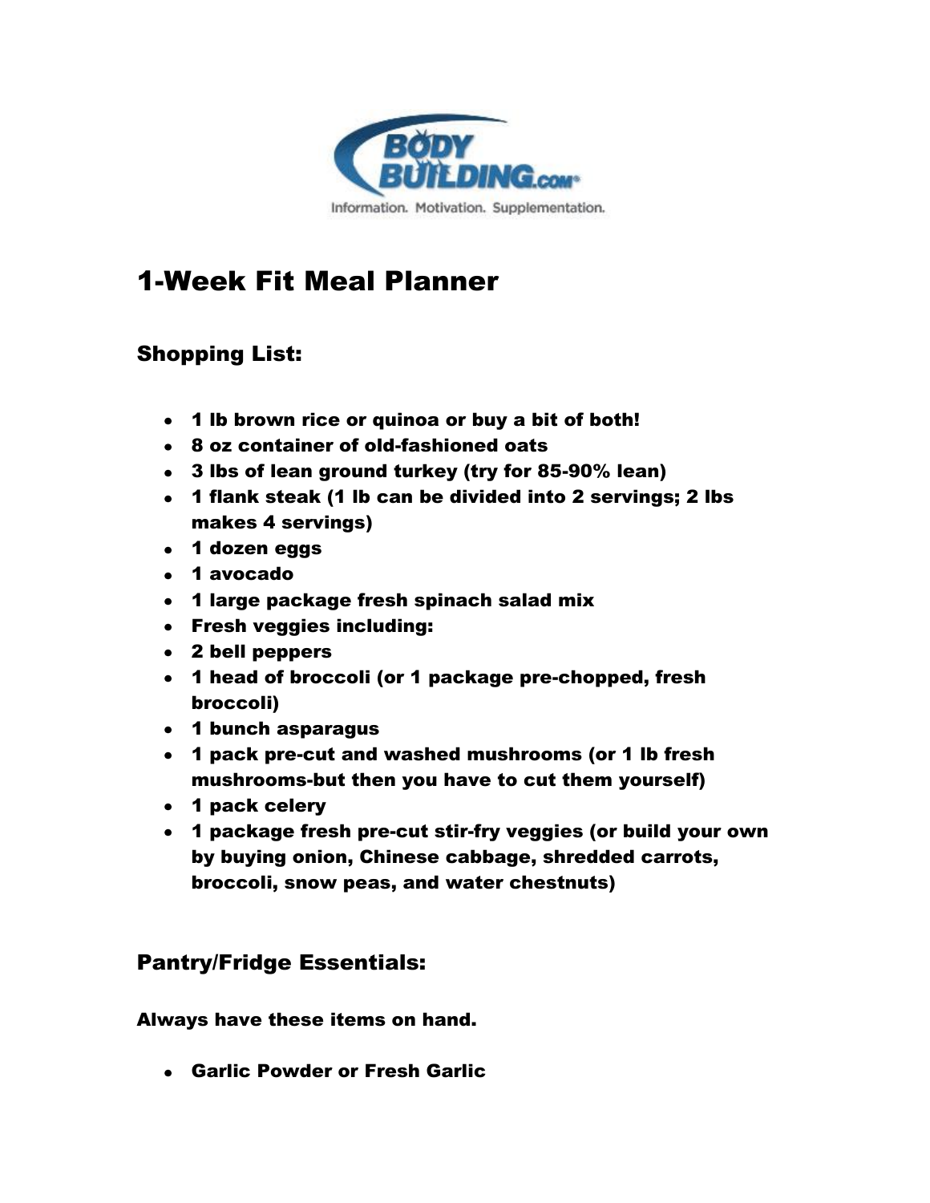# 1-Week Fit Meal Planner

## Shopping List:

- **1 lb brown rice or quinoa or buy a bit of both!**
- **8 oz container of old-fashioned oats**
- **3 lbs of lean ground turkey (try for 85-90% lean)**
- **1 flank steak (1 lb can be divided into 2 servings; 2 lbs makes 4 servings)**
- **1 dozen eggs**
- **1 avocado**
- **1 large package fresh spinach salad mix**
- **Fresh veggies including:**
- **2 bell peppers**
- **1 head of broccoli (or 1 package pre-chopped, fresh broccoli)**
- **1 bunch asparagus**
- **1 pack pre-cut and washed mushrooms (or 1 lb fresh mushrooms-but then you have to cut them yourself)**
- **1 pack celery**
- **1 package fresh pre-cut stir-fry veggies (or build your own by buying onion, Chinese cabbage, shredded carrots, broccoli, snow peas, and water chestnuts)**

## Pantry/Fridge Essentials:

**Always have these items on hand.**

- **Garlic Powder or Fresh Garlic**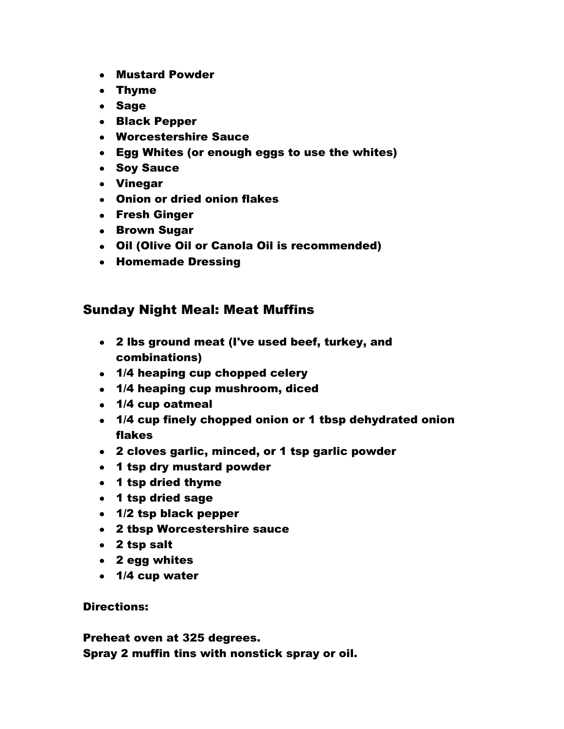- **Mustard Powder**
- **Thyme**
- **Sage**
- **Black Pepper**
- **Worcestershire Sauce**
- **Egg Whites (or enough eggs to use the whites)**
- **Soy Sauce**
- **Vinegar**
- **Onion or dried onion flakes**
- **Fresh Ginger**
- **Brown Sugar**
- **Oil (Olive Oil or Canola Oil is recommended)**
- **Homemade Dressing**

## Sunday Night Meal: Meat Muffins

- **2 lbs ground meat (I've used beef, turkey, and combinations)**
- **1/4 heaping cup chopped celery**
- **1/4 heaping cup mushroom, diced**
- **1/4 cup oatmeal**
- **1/4 cup finely chopped onion or 1 tbsp dehydrated onion flakes**
- **2 cloves garlic, minced, or 1 tsp garlic powder**
- **1 tsp dry mustard powder**
- **1 tsp dried thyme**
- **1 tsp dried sage**
- **1/2 tsp black pepper**
- **2 tbsp Worcestershire sauce**
- **2 tsp salt**
- **2 egg whites**
- **1/4 cup water**

**Directions:**

**Preheat oven at 325 degrees.**
**Spray 2 muffin tins with nonstick spray or oil.**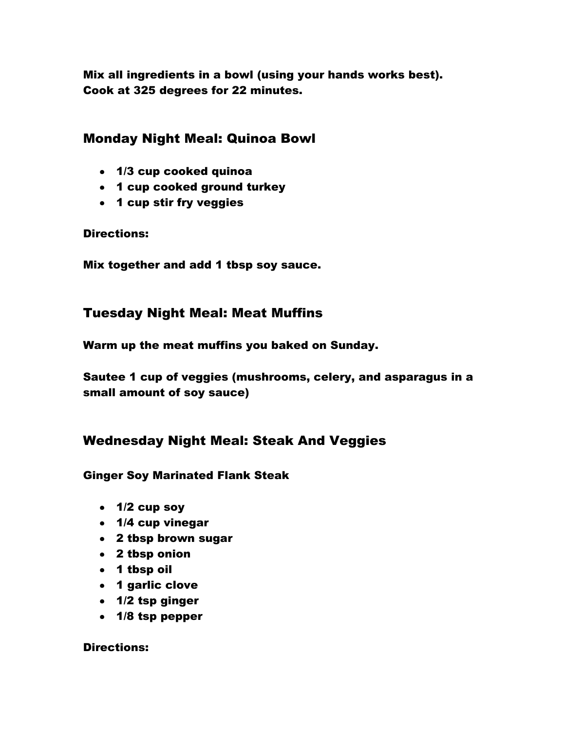**Mix all ingredients in a bowl (using your hands works best). Cook at 325 degrees for 22 minutes.**

## Monday Night Meal: Quinoa Bowl

- **1/3 cup cooked quinoa**
- **1 cup cooked ground turkey**
- **1 cup stir fry veggies**

**Directions:**

**Mix together and add 1 tbsp soy sauce.**

## Tuesday Night Meal: Meat Muffins

**Warm up the meat muffins you baked on Sunday.**

**Sautee 1 cup of veggies (mushrooms, celery, and asparagus in a small amount of soy sauce)**

## Wednesday Night Meal: Steak And Veggies

**Ginger Soy Marinated Flank Steak**

- **1/2 cup soy**
- **1/4 cup vinegar**
- **2 tbsp brown sugar**
- **2 tbsp onion**
- **1 tbsp oil**
- **1 garlic clove**
- **1/2 tsp ginger**
- **1/8 tsp pepper**

**Directions:**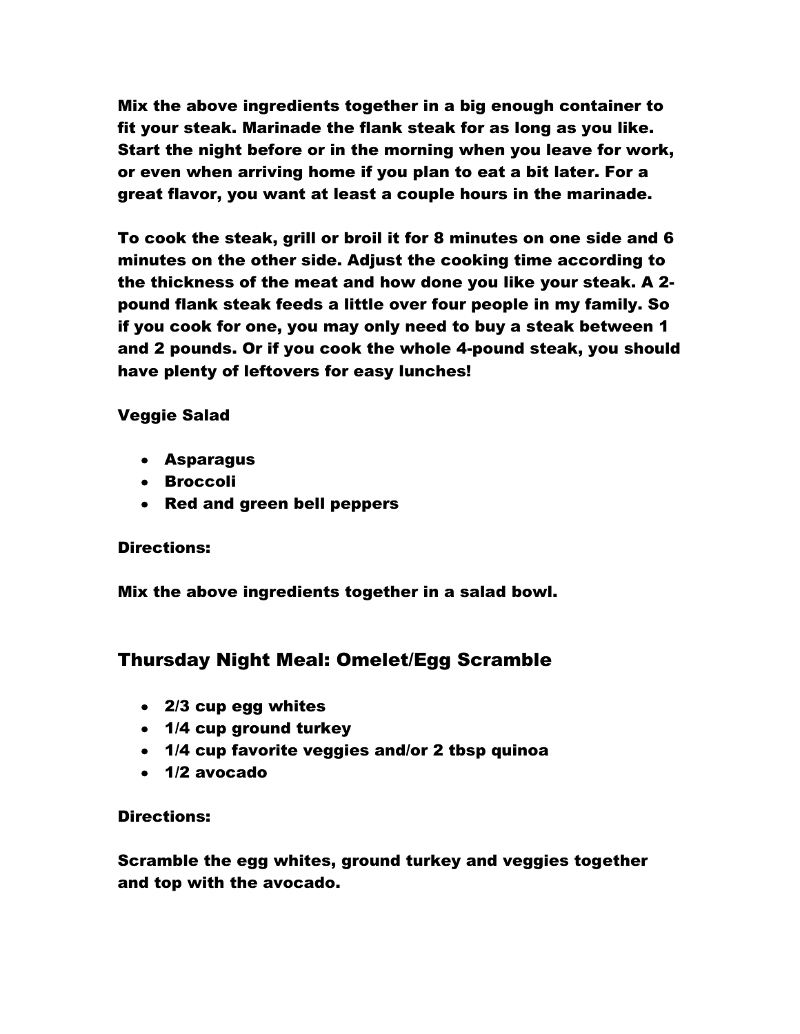**Mix the above ingredients together in a big enough container to fit your steak. Marinade the flank steak for as long as you like. Start the night before or in the morning when you leave for work, or even when arriving home if you plan to eat a bit later. For a great flavor, you want at least a couple hours in the marinade.**

**To cook the steak, grill or broil it for 8 minutes on one side and 6 minutes on the other side. Adjust the cooking time according to the thickness of the meat and how done you like your steak. A 2-pound flank steak feeds a little over four people in my family. So if you cook for one, you may only need to buy a steak between 1 and 2 pounds. Or if you cook the whole 4-pound steak, you should have plenty of leftovers for easy lunches!**

**Veggie Salad**

- **Asparagus**
- **Broccoli**
- **Red and green bell peppers**

**Directions:**

**Mix the above ingredients together in a salad bowl.**

## Thursday Night Meal: Omelet/Egg Scramble

- **2/3 cup egg whites**
- **1/4 cup ground turkey**
- **1/4 cup favorite veggies and/or 2 tbsp quinoa**
- **1/2 avocado**

**Directions:**

**Scramble the egg whites, ground turkey and veggies together and top with the avocado.**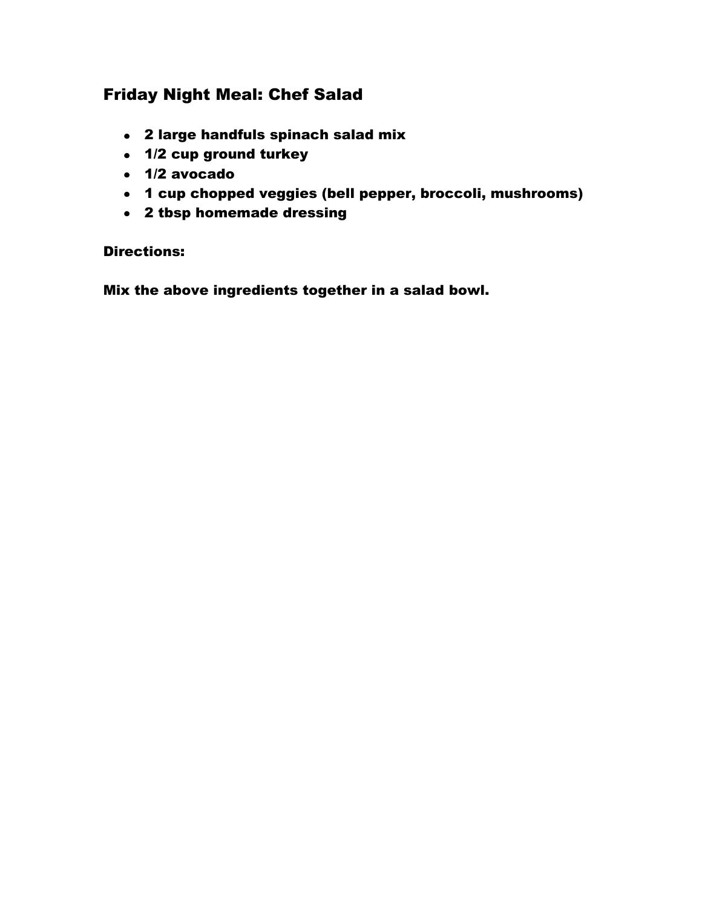## Friday Night Meal: Chef Salad

- **2 large handfuls spinach salad mix**
- **1/2 cup ground turkey**
- **1/2 avocado**
- **1 cup chopped veggies (bell pepper, broccoli, mushrooms)**
- **2 tbsp homemade dressing**

**Directions:**

**Mix the above ingredients together in a salad bowl.**